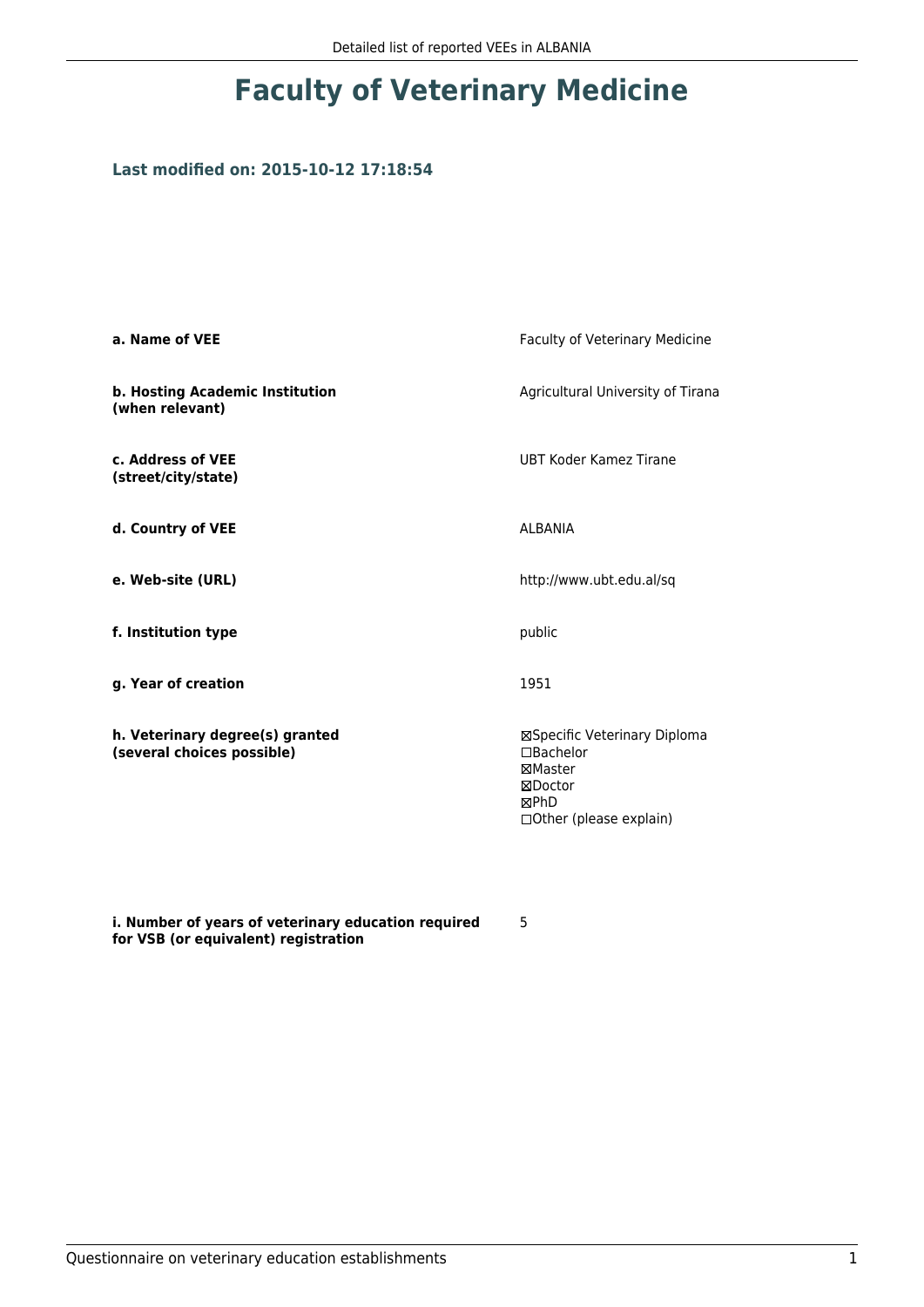# Faculty of Veterinary Medicine

### Last modified on: 2015-10-12 17:18:54

| | |
|---|---|
| **a. Name of VEE** | Faculty of Veterinary Medicine |
| **b. Hosting Academic Institution (when relevant)** | Agricultural University of Tirana |
| **c. Address of VEE (street/city/state)** | UBT Koder Kamez Tirane |
| **d. Country of VEE** | ALBANIA |
| **e. Web-site (URL)** | http://www.ubt.edu.al/sq |
| **f. Institution type** | public |
| **g. Year of creation** | 1951 |
| **h. Veterinary degree(s) granted (several choices possible)** | ☒Specific Veterinary Diploma<br>☐Bachelor<br>☒Master<br>☒Doctor<br>☒PhD<br>☐Other (please explain) |
| **i. Number of years of veterinary education required for VSB (or equivalent) registration** | 5 |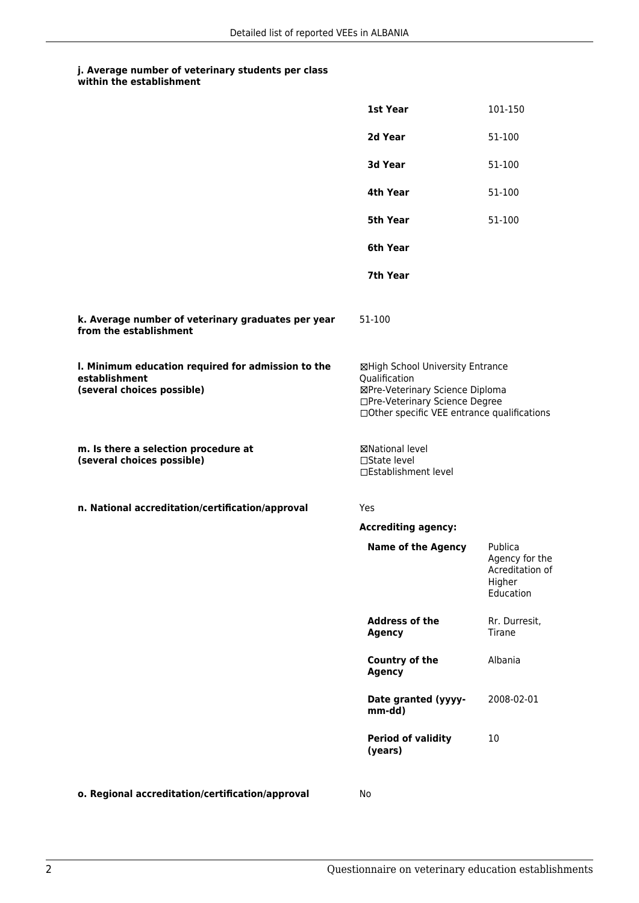**j. Average number of veterinary students per class within the establishment**

| | |
|---|---|
| **1st Year** | 101-150 |
| **2d Year** | 51-100 |
| **3d Year** | 51-100 |
| **4th Year** | 51-100 |
| **5th Year** | 51-100 |
| **6th Year** | |
| **7th Year** | |

**k. Average number of veterinary graduates per year from the establishment**

51-100

**l. Minimum education required for admission to the establishment (several choices possible)**

☒High School University Entrance Qualification
☒Pre-Veterinary Science Diploma
☐Pre-Veterinary Science Degree
☐Other specific VEE entrance qualifications

**m. Is there a selection procedure at (several choices possible)**

☒National level
☐State level
☐Establishment level

**n. National accreditation/certification/approval**

Yes

**Accrediting agency:**

| | |
|---|---|
| **Name of the Agency** | Publica Agency for the Acreditation of Higher Education |
| **Address of the Agency** | Rr. Durresit, Tirane |
| **Country of the Agency** | Albania |
| **Date granted (yyyy-mm-dd)** | 2008-02-01 |
| **Period of validity (years)** | 10 |

**o. Regional accreditation/certification/approval**

No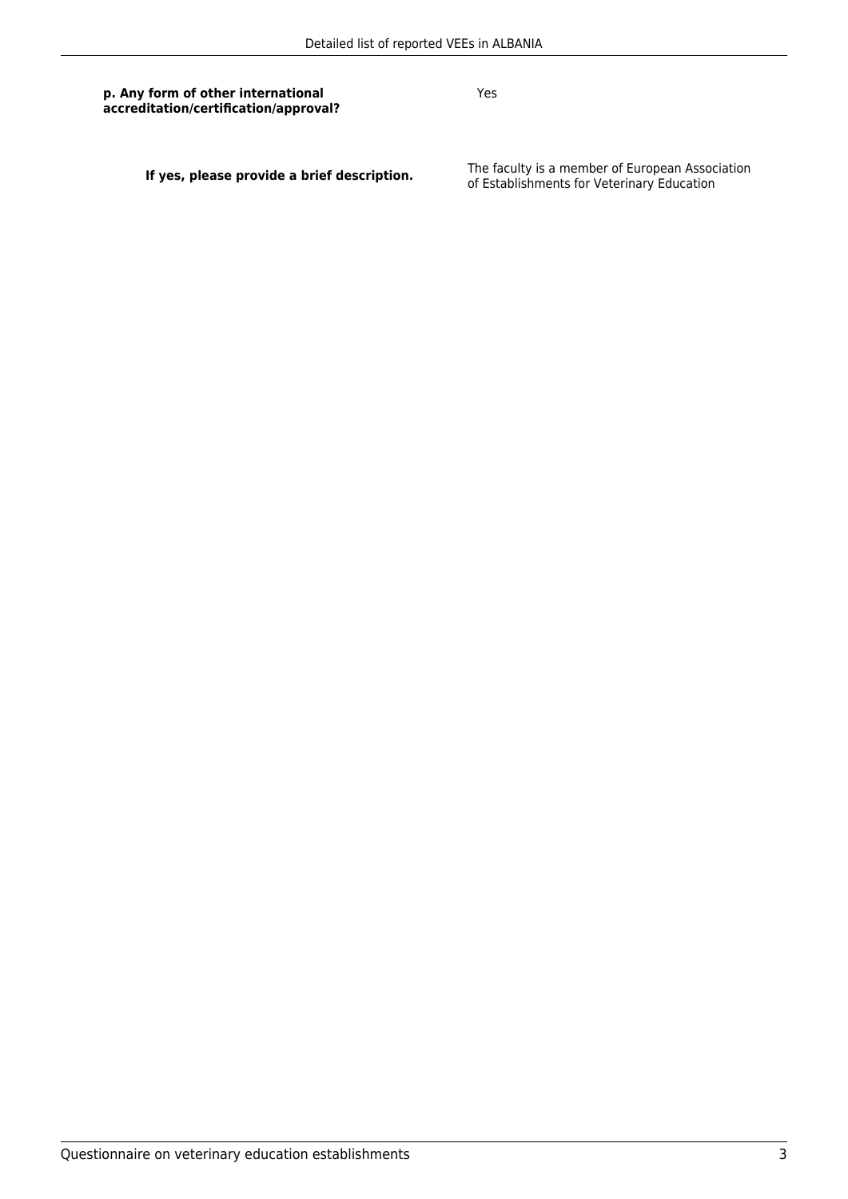**p. Any form of other international accreditation/certification/approval?**

Yes

**If yes, please provide a brief description.**

The faculty is a member of European Association of Establishments for Veterinary Education